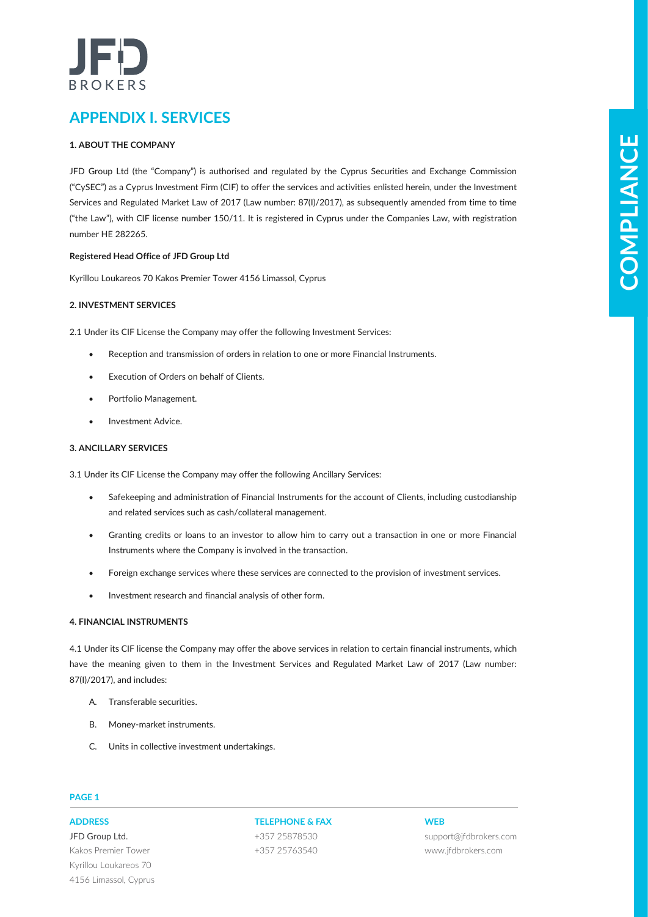# APPENDIX I. SERVICES

**1. ABOUT THE COMPANY**

JFD Group Ltd (the "Company") is authorised and regulated by the Cyprus Securities and Exchange Commission ("CySEC") as a Cyprus Investment Firm (CIF) to offer the services and activities enlisted herein, under the Investment Services and Regulated Market Law of 2017 (Law number: 87(I)/2017), as subsequently amended from time to time ("the Law"), with CIF license number 150/11. It is registered in Cyprus under the Companies Law, with registration number HE 282265.

**Registered Head Office of JFD Group Ltd**

Kyrillou Loukareos 70 Kakos Premier Tower 4156 Limassol, Cyprus

**2. INVESTMENT SERVICES**

2.1 Under its CIF License the Company may offer the following Investment Services:

- Reception and transmission of orders in relation to one or more Financial Instruments.
- Execution of Orders on behalf of Clients.
- Portfolio Management.
- Investment Advice.

**3. ANCILLARY SERVICES**

3.1 Under its CIF License the Company may offer the following Ancillary Services:

- Safekeeping and administration of Financial Instruments for the account of Clients, including custodianship and related services such as cash/collateral management.
- Granting credits or loans to an investor to allow him to carry out a transaction in one or more Financial Instruments where the Company is involved in the transaction.
- Foreign exchange services where these services are connected to the provision of investment services.
- Investment research and financial analysis of other form.

**4. FINANCIAL INSTRUMENTS**

4.1 Under its CIF license the Company may offer the above services in relation to certain financial instruments, which have the meaning given to them in the Investment Services and Regulated Market Law of 2017 (Law number: 87(I)/2017), and includes:

A. Transferable securities.

B. Money-market instruments.

C. Units in collective investment undertakings.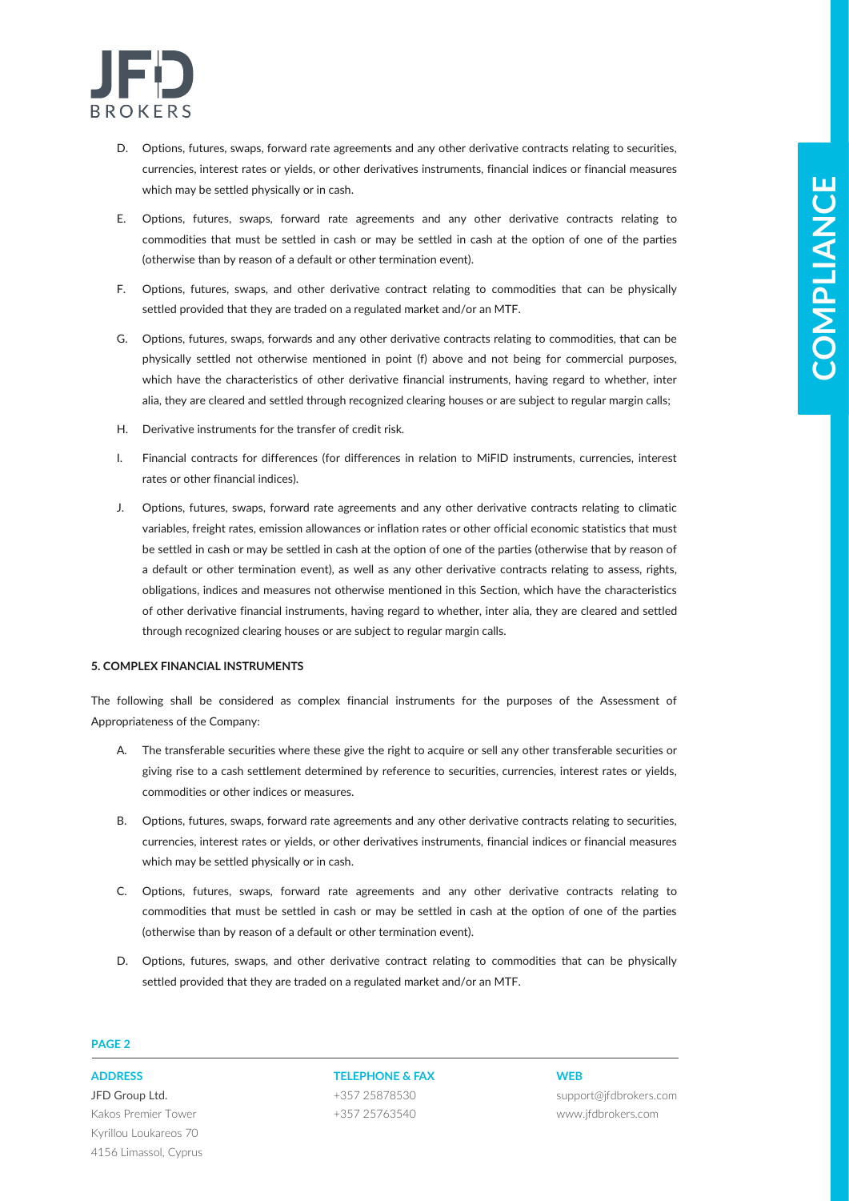D. Options, futures, swaps, forward rate agreements and any other derivative contracts relating to securities, currencies, interest rates or yields, or other derivatives instruments, financial indices or financial measures which may be settled physically or in cash.

E. Options, futures, swaps, forward rate agreements and any other derivative contracts relating to commodities that must be settled in cash or may be settled in cash at the option of one of the parties (otherwise than by reason of a default or other termination event).

F. Options, futures, swaps, and other derivative contract relating to commodities that can be physically settled provided that they are traded on a regulated market and/or an MTF.

G. Options, futures, swaps, forwards and any other derivative contracts relating to commodities, that can be physically settled not otherwise mentioned in point (f) above and not being for commercial purposes, which have the characteristics of other derivative financial instruments, having regard to whether, inter alia, they are cleared and settled through recognized clearing houses or are subject to regular margin calls;

H. Derivative instruments for the transfer of credit risk.

I. Financial contracts for differences (for differences in relation to MiFID instruments, currencies, interest rates or other financial indices).

J. Options, futures, swaps, forward rate agreements and any other derivative contracts relating to climatic variables, freight rates, emission allowances or inflation rates or other official economic statistics that must be settled in cash or may be settled in cash at the option of one of the parties (otherwise that by reason of a default or other termination event), as well as any other derivative contracts relating to assess, rights, obligations, indices and measures not otherwise mentioned in this Section, which have the characteristics of other derivative financial instruments, having regard to whether, inter alia, they are cleared and settled through recognized clearing houses or are subject to regular margin calls.

**5. COMPLEX FINANCIAL INSTRUMENTS**

The following shall be considered as complex financial instruments for the purposes of the Assessment of Appropriateness of the Company:

A. The transferable securities where these give the right to acquire or sell any other transferable securities or giving rise to a cash settlement determined by reference to securities, currencies, interest rates or yields, commodities or other indices or measures.

B. Options, futures, swaps, forward rate agreements and any other derivative contracts relating to securities, currencies, interest rates or yields, or other derivatives instruments, financial indices or financial measures which may be settled physically or in cash.

C. Options, futures, swaps, forward rate agreements and any other derivative contracts relating to commodities that must be settled in cash or may be settled in cash at the option of one of the parties (otherwise than by reason of a default or other termination event).

D. Options, futures, swaps, and other derivative contract relating to commodities that can be physically settled provided that they are traded on a regulated market and/or an MTF.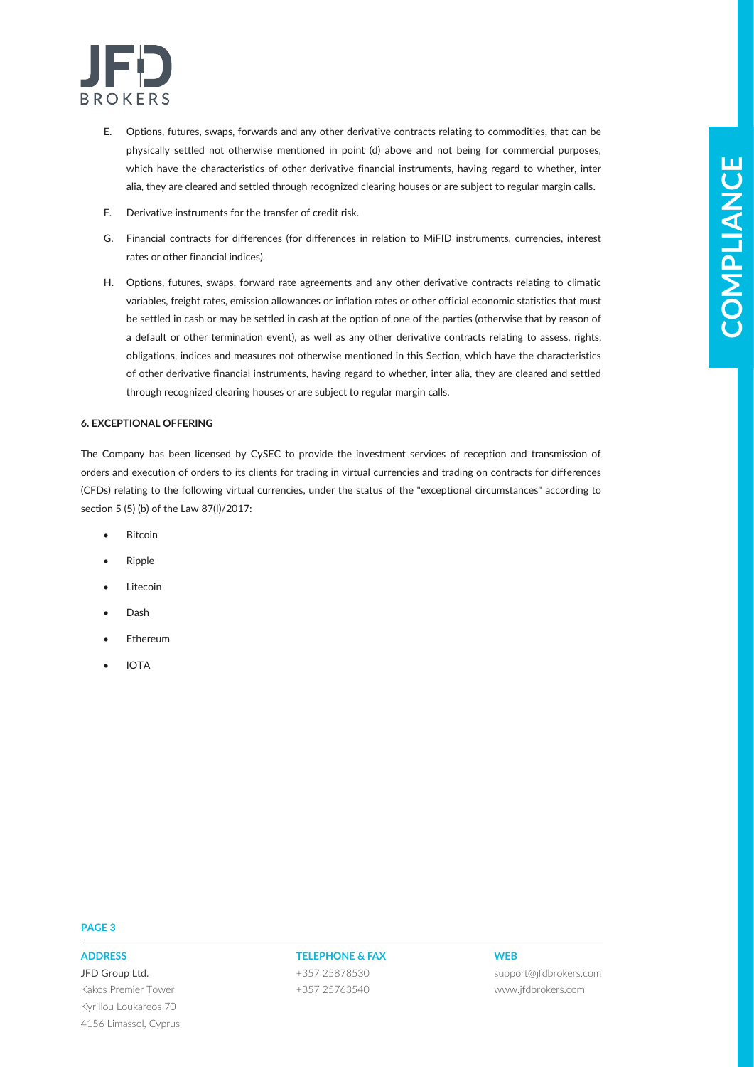E. Options, futures, swaps, forwards and any other derivative contracts relating to commodities, that can be physically settled not otherwise mentioned in point (d) above and not being for commercial purposes, which have the characteristics of other derivative financial instruments, having regard to whether, inter alia, they are cleared and settled through recognized clearing houses or are subject to regular margin calls.

F. Derivative instruments for the transfer of credit risk.

G. Financial contracts for differences (for differences in relation to MiFID instruments, currencies, interest rates or other financial indices).

H. Options, futures, swaps, forward rate agreements and any other derivative contracts relating to climatic variables, freight rates, emission allowances or inflation rates or other official economic statistics that must be settled in cash or may be settled in cash at the option of one of the parties (otherwise that by reason of a default or other termination event), as well as any other derivative contracts relating to assess, rights, obligations, indices and measures not otherwise mentioned in this Section, which have the characteristics of other derivative financial instruments, having regard to whether, inter alia, they are cleared and settled through recognized clearing houses or are subject to regular margin calls.

**6. EXCEPTIONAL OFFERING**

The Company has been licensed by CySEC to provide the investment services of reception and transmission of orders and execution of orders to its clients for trading in virtual currencies and trading on contracts for differences (CFDs) relating to the following virtual currencies, under the status of the "exceptional circumstances" according to section 5 (5) (b) of the Law 87(I)/2017:

- Bitcoin
- Ripple
- Litecoin
- Dash
- Ethereum
- IOTA